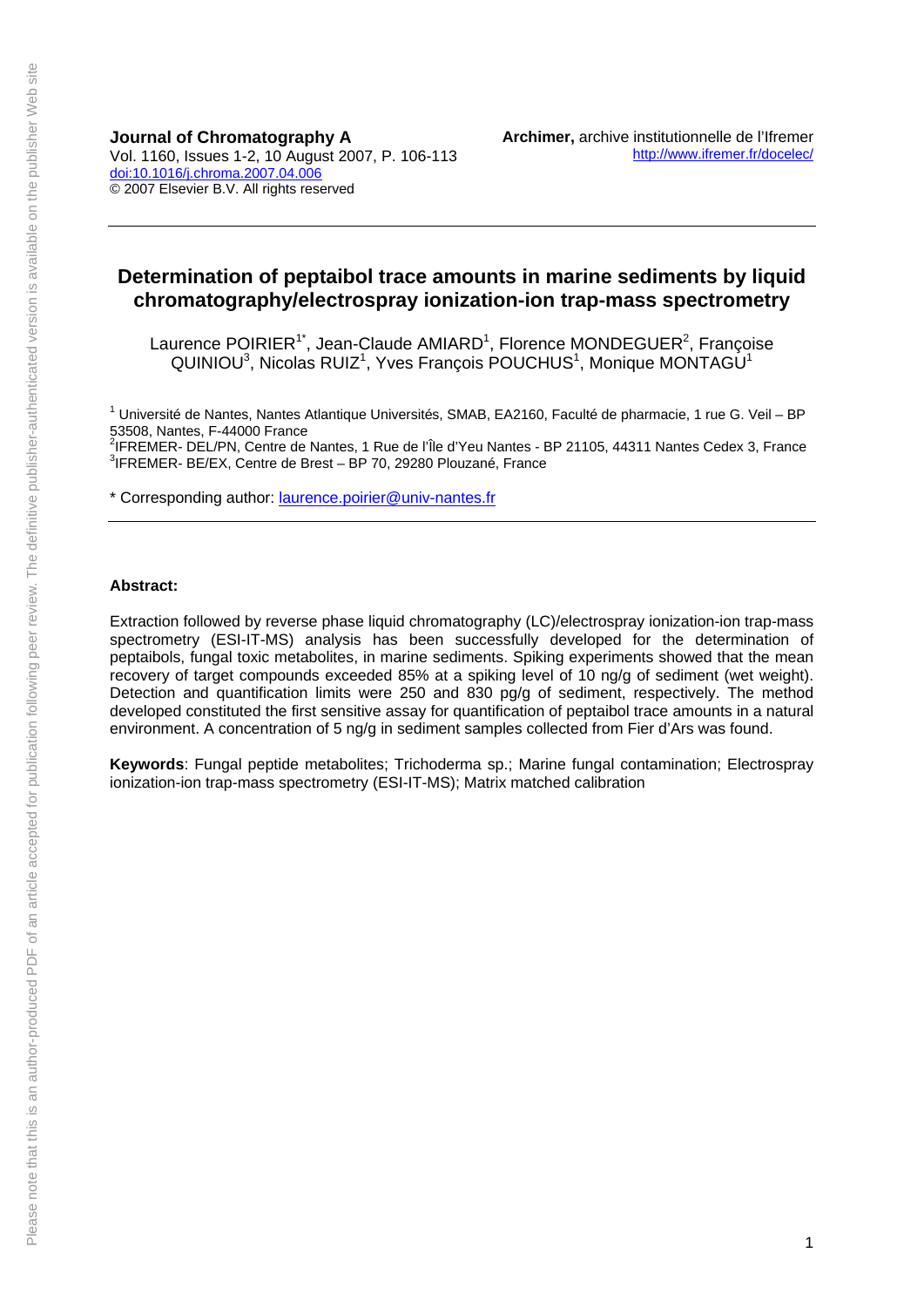**Journal of Chromatography A**
Vol. 1160, Issues 1-2, 10 August 2007, P. 106-113
doi:10.1016/j.chroma.2007.04.006
© 2007 Elsevier B.V. All rights reserved

**Archimer,** archive institutionnelle de l'Ifremer
http://www.ifremer.fr/docelec/

# Determination of peptaibol trace amounts in marine sediments by liquid chromatography/electrospray ionization-ion trap-mass spectrometry

Laurence POIRIER[1*], Jean-Claude AMIARD[1], Florence MONDEGUER[2], Françoise QUINIOU[3], Nicolas RUIZ[1], Yves François POUCHUS[1], Monique MONTAGU[1]

[1] Université de Nantes, Nantes Atlantique Universités, SMAB, EA2160, Faculté de pharmacie, 1 rue G. Veil – BP 53508, Nantes, F-44000 France
[2] IFREMER- DEL/PN, Centre de Nantes, 1 Rue de l'Île d'Yeu Nantes - BP 21105, 44311 Nantes Cedex 3, France
[3] IFREMER- BE/EX, Centre de Brest – BP 70, 29280 Plouzané, France

* Corresponding author: laurence.poirier@univ-nantes.fr

**Abstract:**

Extraction followed by reverse phase liquid chromatography (LC)/electrospray ionization-ion trap-mass spectrometry (ESI-IT-MS) analysis has been successfully developed for the determination of peptaibols, fungal toxic metabolites, in marine sediments. Spiking experiments showed that the mean recovery of target compounds exceeded 85% at a spiking level of 10 ng/g of sediment (wet weight). Detection and quantification limits were 250 and 830 pg/g of sediment, respectively. The method developed constituted the first sensitive assay for quantification of peptaibol trace amounts in a natural environment. A concentration of 5 ng/g in sediment samples collected from Fier d'Ars was found.

**Keywords**: Fungal peptide metabolites; Trichoderma sp.; Marine fungal contamination; Electrospray ionization-ion trap-mass spectrometry (ESI-IT-MS); Matrix matched calibration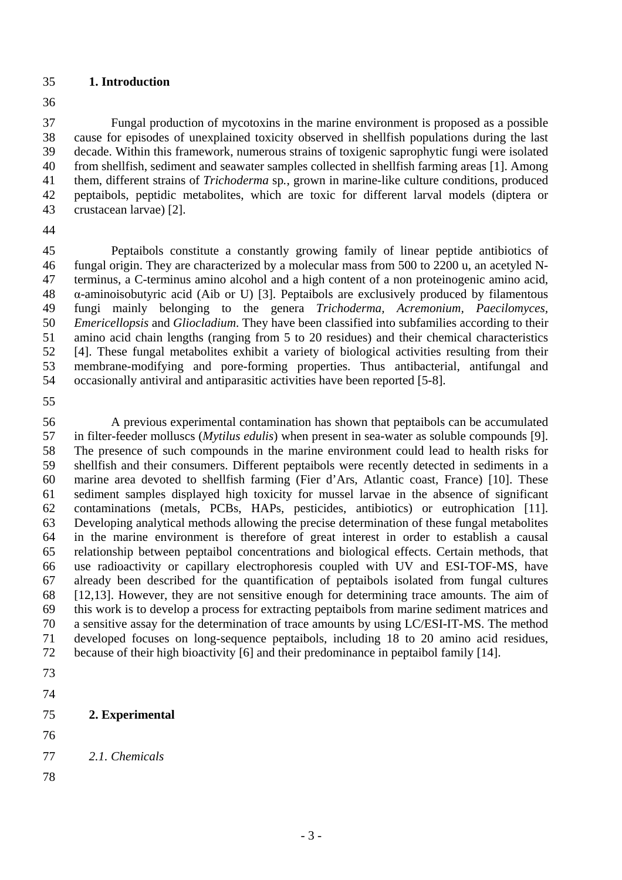## 1. Introduction

Fungal production of mycotoxins in the marine environment is proposed as a possible cause for episodes of unexplained toxicity observed in shellfish populations during the last decade. Within this framework, numerous strains of toxigenic saprophytic fungi were isolated from shellfish, sediment and seawater samples collected in shellfish farming areas [1]. Among them, different strains of *Trichoderma* sp., grown in marine-like culture conditions, produced peptaibols, peptidic metabolites, which are toxic for different larval models (diptera or crustacean larvae) [2].

Peptaibols constitute a constantly growing family of linear peptide antibiotics of fungal origin. They are characterized by a molecular mass from 500 to 2200 u, an acetyled N-terminus, a C-terminus amino alcohol and a high content of a non proteinogenic amino acid, α-aminoisobutyric acid (Aib or U) [3]. Peptaibols are exclusively produced by filamentous fungi mainly belonging to the genera *Trichoderma, Acremonium, Paecilomyces, Emericellopsis* and *Gliocladium*. They have been classified into subfamilies according to their amino acid chain lengths (ranging from 5 to 20 residues) and their chemical characteristics [4]. These fungal metabolites exhibit a variety of biological activities resulting from their membrane-modifying and pore-forming properties. Thus antibacterial, antifungal and occasionally antiviral and antiparasitic activities have been reported [5-8].

A previous experimental contamination has shown that peptaibols can be accumulated in filter-feeder molluscs (*Mytilus edulis*) when present in sea-water as soluble compounds [9]. The presence of such compounds in the marine environment could lead to health risks for shellfish and their consumers. Different peptaibols were recently detected in sediments in a marine area devoted to shellfish farming (Fier d'Ars, Atlantic coast, France) [10]. These sediment samples displayed high toxicity for mussel larvae in the absence of significant contaminations (metals, PCBs, HAPs, pesticides, antibiotics) or eutrophication [11]. Developing analytical methods allowing the precise determination of these fungal metabolites in the marine environment is therefore of great interest in order to establish a causal relationship between peptaibol concentrations and biological effects. Certain methods, that use radioactivity or capillary electrophoresis coupled with UV and ESI-TOF-MS, have already been described for the quantification of peptaibols isolated from fungal cultures [12,13]. However, they are not sensitive enough for determining trace amounts. The aim of this work is to develop a process for extracting peptaibols from marine sediment matrices and a sensitive assay for the determination of trace amounts by using LC/ESI-IT-MS. The method developed focuses on long-sequence peptaibols, including 18 to 20 amino acid residues, because of their high bioactivity [6] and their predominance in peptaibol family [14].

## 2. Experimental

### *2.1. Chemicals*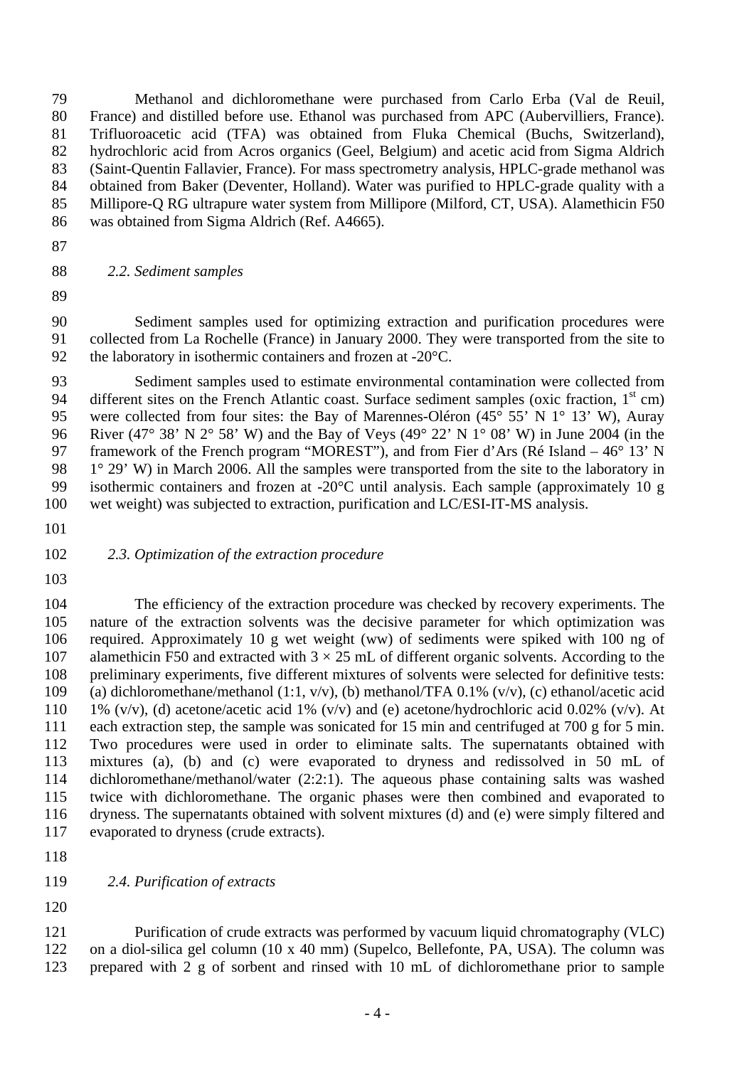Methanol and dichloromethane were purchased from Carlo Erba (Val de Reuil, France) and distilled before use. Ethanol was purchased from APC (Aubervilliers, France). Trifluoroacetic acid (TFA) was obtained from Fluka Chemical (Buchs, Switzerland), hydrochloric acid from Acros organics (Geel, Belgium) and acetic acid from Sigma Aldrich (Saint-Quentin Fallavier, France). For mass spectrometry analysis, HPLC-grade methanol was obtained from Baker (Deventer, Holland). Water was purified to HPLC-grade quality with a Millipore-Q RG ultrapure water system from Millipore (Milford, CT, USA). Alamethicin F50 was obtained from Sigma Aldrich (Ref. A4665).

*2.2. Sediment samples*

Sediment samples used for optimizing extraction and purification procedures were collected from La Rochelle (France) in January 2000. They were transported from the site to the laboratory in isothermic containers and frozen at -20°C.

Sediment samples used to estimate environmental contamination were collected from different sites on the French Atlantic coast. Surface sediment samples (oxic fraction, 1st cm) were collected from four sites: the Bay of Marennes-Oléron (45° 55' N 1° 13' W), Auray River (47° 38' N 2° 58' W) and the Bay of Veys (49° 22' N 1° 08' W) in June 2004 (in the framework of the French program "MOREST"), and from Fier d'Ars (Ré Island – 46° 13' N 1° 29' W) in March 2006. All the samples were transported from the site to the laboratory in isothermic containers and frozen at -20°C until analysis. Each sample (approximately 10 g wet weight) was subjected to extraction, purification and LC/ESI-IT-MS analysis.

*2.3. Optimization of the extraction procedure*

The efficiency of the extraction procedure was checked by recovery experiments. The nature of the extraction solvents was the decisive parameter for which optimization was required. Approximately 10 g wet weight (ww) of sediments were spiked with 100 ng of alamethicin F50 and extracted with $3 \times 25$ mL of different organic solvents. According to the preliminary experiments, five different mixtures of solvents were selected for definitive tests: (a) dichloromethane/methanol (1:1, v/v), (b) methanol/TFA 0.1% (v/v), (c) ethanol/acetic acid 1% (v/v), (d) acetone/acetic acid 1% (v/v) and (e) acetone/hydrochloric acid 0.02% (v/v). At each extraction step, the sample was sonicated for 15 min and centrifuged at 700 g for 5 min. Two procedures were used in order to eliminate salts. The supernatants obtained with mixtures (a), (b) and (c) were evaporated to dryness and redissolved in 50 mL of dichloromethane/methanol/water (2:2:1). The aqueous phase containing salts was washed twice with dichloromethane. The organic phases were then combined and evaporated to dryness. The supernatants obtained with solvent mixtures (d) and (e) were simply filtered and evaporated to dryness (crude extracts).

*2.4. Purification of extracts*

Purification of crude extracts was performed by vacuum liquid chromatography (VLC) on a diol-silica gel column (10 x 40 mm) (Supelco, Bellefonte, PA, USA). The column was prepared with 2 g of sorbent and rinsed with 10 mL of dichloromethane prior to sample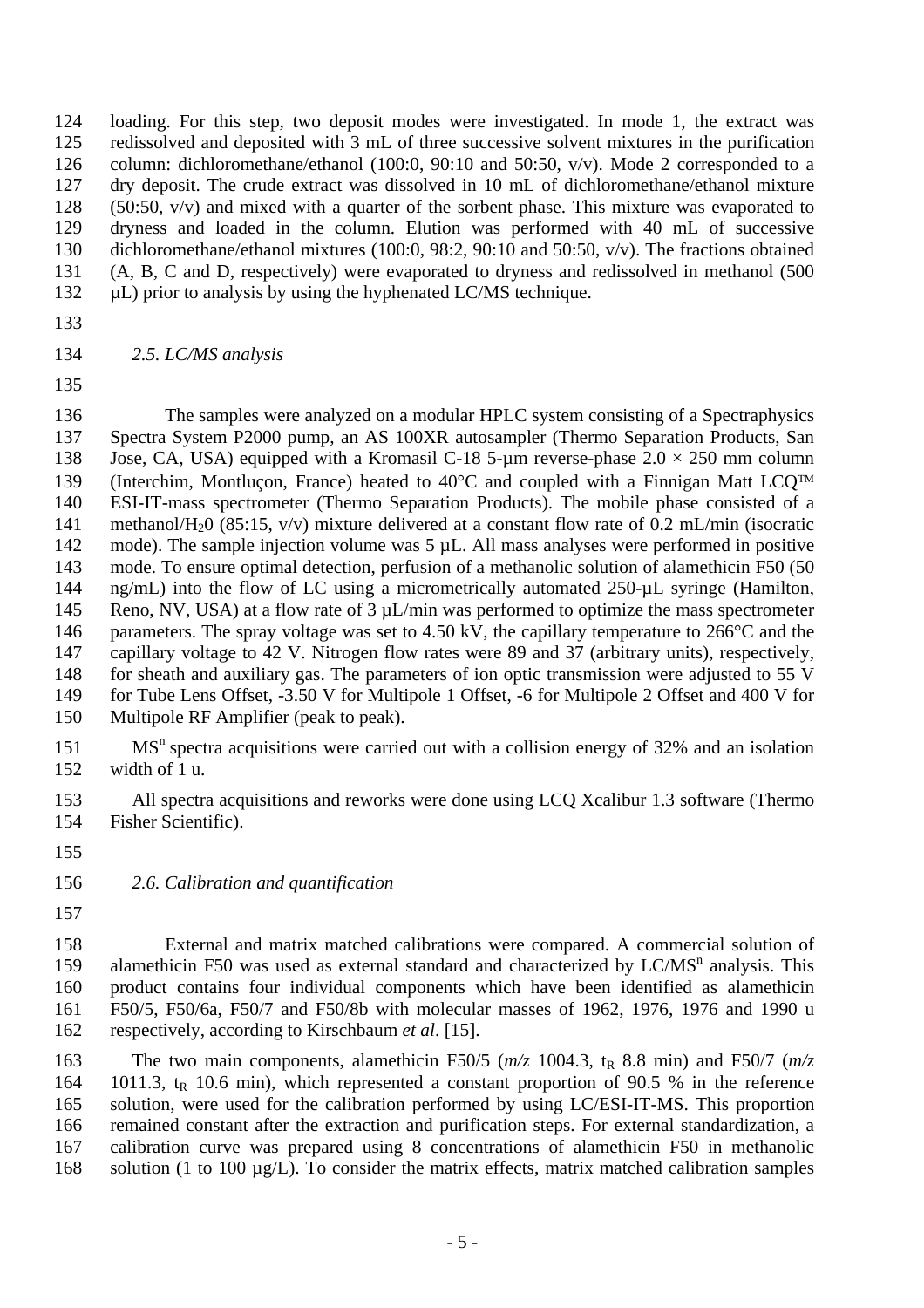loading. For this step, two deposit modes were investigated. In mode 1, the extract was redissolved and deposited with 3 mL of three successive solvent mixtures in the purification column: dichloromethane/ethanol (100:0, 90:10 and 50:50, v/v). Mode 2 corresponded to a dry deposit. The crude extract was dissolved in 10 mL of dichloromethane/ethanol mixture (50:50, v/v) and mixed with a quarter of the sorbent phase. This mixture was evaporated to dryness and loaded in the column. Elution was performed with 40 mL of successive dichloromethane/ethanol mixtures (100:0, 98:2, 90:10 and 50:50, v/v). The fractions obtained (A, B, C and D, respectively) were evaporated to dryness and redissolved in methanol (500 µL) prior to analysis by using the hyphenated LC/MS technique.

### *2.5. LC/MS analysis*

The samples were analyzed on a modular HPLC system consisting of a Spectraphysics Spectra System P2000 pump, an AS 100XR autosampler (Thermo Separation Products, San Jose, CA, USA) equipped with a Kromasil C-18 5-µm reverse-phase 2.0 × 250 mm column (Interchim, Montluçon, France) heated to 40°C and coupled with a Finnigan Matt LCQ™ ESI-IT-mass spectrometer (Thermo Separation Products). The mobile phase consisted of a methanol/$H_2O$ (85:15, v/v) mixture delivered at a constant flow rate of 0.2 mL/min (isocratic mode). The sample injection volume was 5 µL. All mass analyses were performed in positive mode. To ensure optimal detection, perfusion of a methanolic solution of alamethicin F50 (50 ng/mL) into the flow of LC using a micrometrically automated 250-µL syringe (Hamilton, Reno, NV, USA) at a flow rate of 3 µL/min was performed to optimize the mass spectrometer parameters. The spray voltage was set to 4.50 kV, the capillary temperature to 266°C and the capillary voltage to 42 V. Nitrogen flow rates were 89 and 37 (arbitrary units), respectively, for sheath and auxiliary gas. The parameters of ion optic transmission were adjusted to 55 V for Tube Lens Offset, -3.50 V for Multipole 1 Offset, -6 for Multipole 2 Offset and 400 V for Multipole RF Amplifier (peak to peak).

$MS^n$ spectra acquisitions were carried out with a collision energy of 32% and an isolation width of 1 u.

All spectra acquisitions and reworks were done using LCQ Xcalibur 1.3 software (Thermo Fisher Scientific).

### *2.6. Calibration and quantification*

External and matrix matched calibrations were compared. A commercial solution of alamethicin F50 was used as external standard and characterized by LC/$MS^n$ analysis. This product contains four individual components which have been identified as alamethicin F50/5, F50/6a, F50/7 and F50/8b with molecular masses of 1962, 1976, 1976 and 1990 u respectively, according to Kirschbaum *et al*. [15].

The two main components, alamethicin F50/5 (*m/z* 1004.3, $t_R$ 8.8 min) and F50/7 (*m/z* 1011.3, $t_R$ 10.6 min), which represented a constant proportion of 90.5 % in the reference solution, were used for the calibration performed by using LC/ESI-IT-MS. This proportion remained constant after the extraction and purification steps. For external standardization, a calibration curve was prepared using 8 concentrations of alamethicin F50 in methanolic solution (1 to 100 µg/L). To consider the matrix effects, matrix matched calibration samples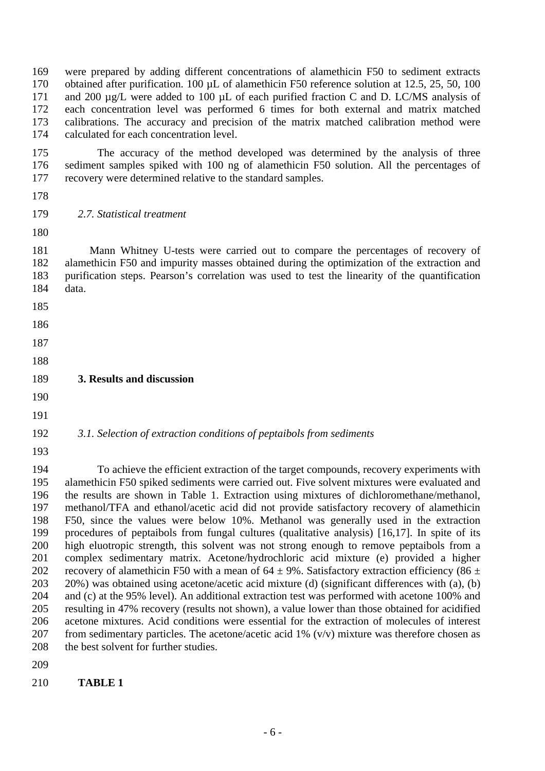were prepared by adding different concentrations of alamethicin F50 to sediment extracts obtained after purification. 100 µL of alamethicin F50 reference solution at 12.5, 25, 50, 100 and 200 µg/L were added to 100 µL of each purified fraction C and D. LC/MS analysis of each concentration level was performed 6 times for both external and matrix matched calibrations. The accuracy and precision of the matrix matched calibration method were calculated for each concentration level.

The accuracy of the method developed was determined by the analysis of three sediment samples spiked with 100 ng of alamethicin F50 solution. All the percentages of recovery were determined relative to the standard samples.

### *2.7. Statistical treatment*

Mann Whitney U-tests were carried out to compare the percentages of recovery of alamethicin F50 and impurity masses obtained during the optimization of the extraction and purification steps. Pearson's correlation was used to test the linearity of the quantification data.

## 3. Results and discussion

### *3.1. Selection of extraction conditions of peptaibols from sediments*

To achieve the efficient extraction of the target compounds, recovery experiments with alamethicin F50 spiked sediments were carried out. Five solvent mixtures were evaluated and the results are shown in Table 1. Extraction using mixtures of dichloromethane/methanol, methanol/TFA and ethanol/acetic acid did not provide satisfactory recovery of alamethicin F50, since the values were below 10%. Methanol was generally used in the extraction procedures of peptaibols from fungal cultures (qualitative analysis) [16,17]. In spite of its high eluotropic strength, this solvent was not strong enough to remove peptaibols from a complex sedimentary matrix. Acetone/hydrochloric acid mixture (e) provided a higher recovery of alamethicin F50 with a mean of 64 ± 9%. Satisfactory extraction efficiency (86 ± 20%) was obtained using acetone/acetic acid mixture (d) (significant differences with (a), (b) and (c) at the 95% level). An additional extraction test was performed with acetone 100% and resulting in 47% recovery (results not shown), a value lower than those obtained for acidified acetone mixtures. Acid conditions were essential for the extraction of molecules of interest from sedimentary particles. The acetone/acetic acid 1% (v/v) mixture was therefore chosen as the best solvent for further studies.

**TABLE 1**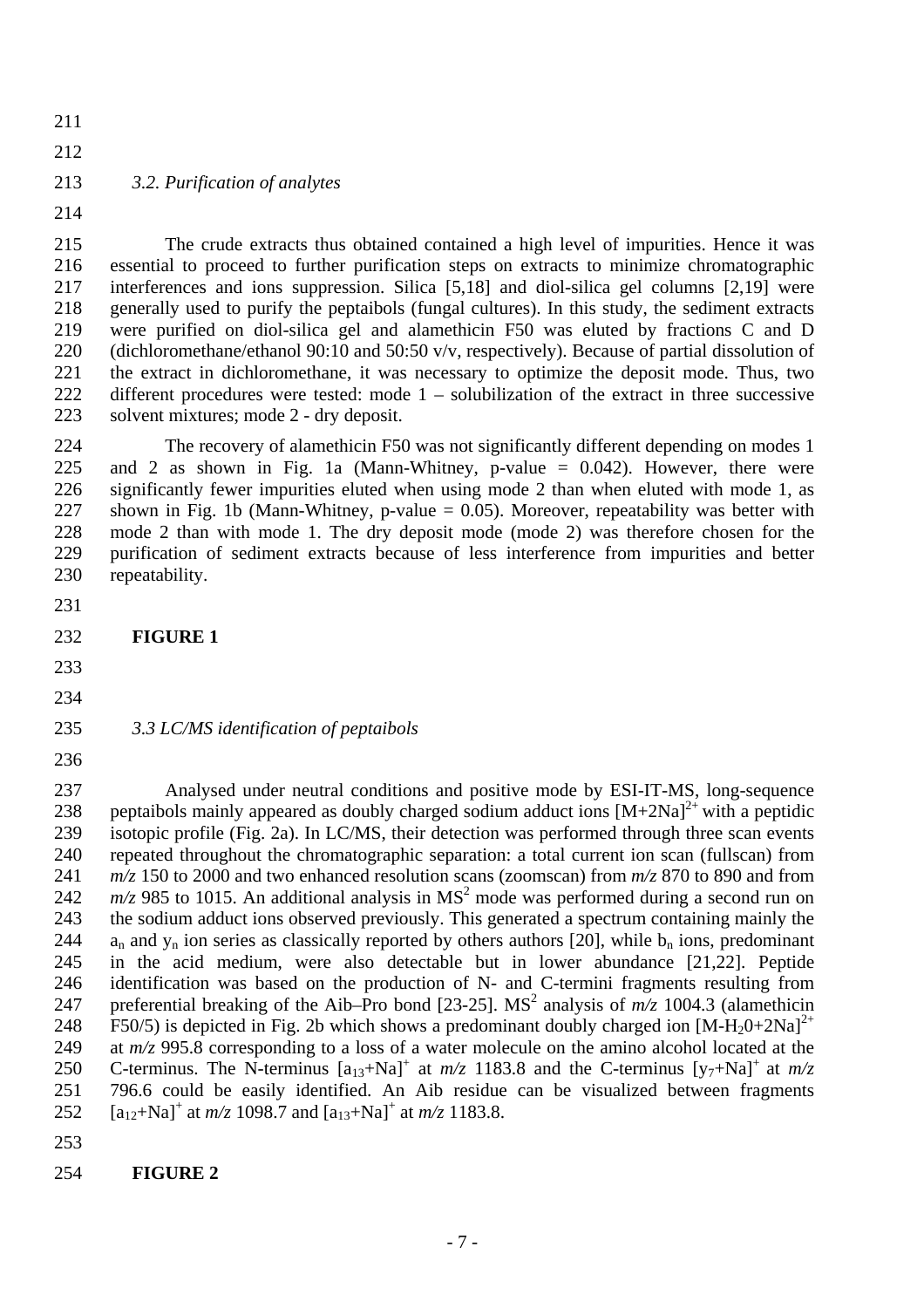### *3.2. Purification of analytes*

The crude extracts thus obtained contained a high level of impurities. Hence it was essential to proceed to further purification steps on extracts to minimize chromatographic interferences and ions suppression. Silica [5,18] and diol-silica gel columns [2,19] were generally used to purify the peptaibols (fungal cultures). In this study, the sediment extracts were purified on diol-silica gel and alamethicin F50 was eluted by fractions C and D (dichloromethane/ethanol 90:10 and 50:50 v/v, respectively). Because of partial dissolution of the extract in dichloromethane, it was necessary to optimize the deposit mode. Thus, two different procedures were tested: mode 1 – solubilization of the extract in three successive solvent mixtures; mode 2 - dry deposit.

The recovery of alamethicin F50 was not significantly different depending on modes 1 and 2 as shown in Fig. 1a (Mann-Whitney, p-value = 0.042). However, there were significantly fewer impurities eluted when using mode 2 than when eluted with mode 1, as shown in Fig. 1b (Mann-Whitney, p-value = 0.05). Moreover, repeatability was better with mode 2 than with mode 1. The dry deposit mode (mode 2) was therefore chosen for the purification of sediment extracts because of less interference from impurities and better repeatability.

**FIGURE 1**

### *3.3 LC/MS identification of peptaibols*

Analysed under neutral conditions and positive mode by ESI-IT-MS, long-sequence peptaibols mainly appeared as doubly charged sodium adduct ions $[M+2Na]^{2+}$ with a peptidic isotopic profile (Fig. 2a). In LC/MS, their detection was performed through three scan events repeated throughout the chromatographic separation: a total current ion scan (fullscan) from *m/z* 150 to 2000 and two enhanced resolution scans (zoomscan) from *m/z* 870 to 890 and from *m/z* 985 to 1015. An additional analysis in $MS^2$ mode was performed during a second run on the sodium adduct ions observed previously. This generated a spectrum containing mainly the $a_n$ and $y_n$ ion series as classically reported by others authors [20], while $b_n$ ions, predominant in the acid medium, were also detectable but in lower abundance [21,22]. Peptide identification was based on the production of N- and C-termini fragments resulting from preferential breaking of the Aib–Pro bond [23-25]. $MS^2$ analysis of *m/z* 1004.3 (alamethicin F50/5) is depicted in Fig. 2b which shows a predominant doubly charged ion $[M\text{-}H_20+2Na]^{2+}$ at *m/z* 995.8 corresponding to a loss of a water molecule on the amino alcohol located at the C-terminus. The N-terminus $[a_{13}+Na]^+$ at *m/z* 1183.8 and the C-terminus $[y_7+Na]^+$ at *m/z* 796.6 could be easily identified. An Aib residue can be visualized between fragments $[a_{12}+Na]^+$ at *m/z* 1098.7 and $[a_{13}+Na]^+$ at *m/z* 1183.8.

**FIGURE 2**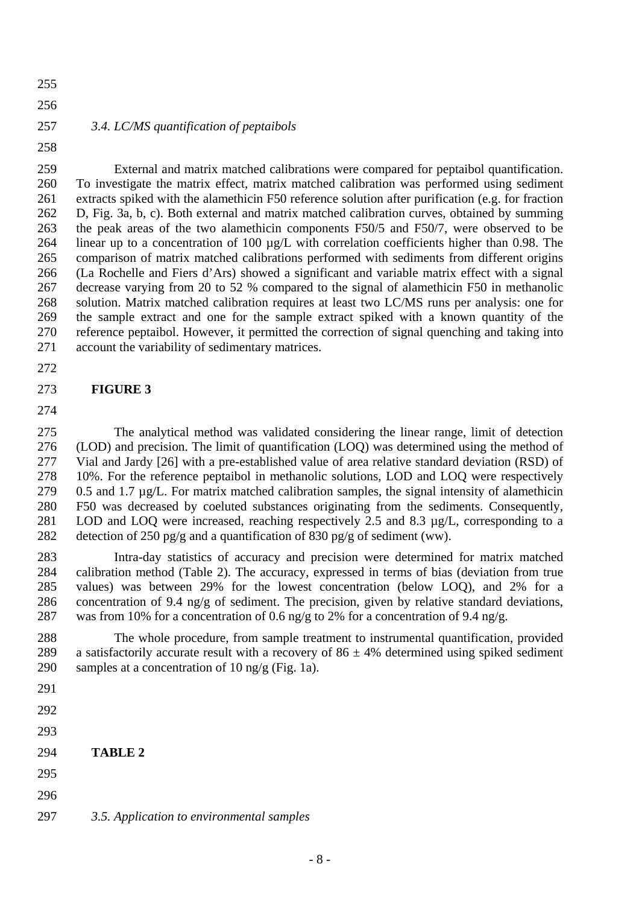### *3.4. LC/MS quantification of peptaibols*

External and matrix matched calibrations were compared for peptaibol quantification. To investigate the matrix effect, matrix matched calibration was performed using sediment extracts spiked with the alamethicin F50 reference solution after purification (e.g. for fraction D, Fig. 3a, b, c). Both external and matrix matched calibration curves, obtained by summing the peak areas of the two alamethicin components F50/5 and F50/7, were observed to be linear up to a concentration of 100 µg/L with correlation coefficients higher than 0.98. The comparison of matrix matched calibrations performed with sediments from different origins (La Rochelle and Fiers d'Ars) showed a significant and variable matrix effect with a signal decrease varying from 20 to 52 % compared to the signal of alamethicin F50 in methanolic solution. Matrix matched calibration requires at least two LC/MS runs per analysis: one for the sample extract and one for the sample extract spiked with a known quantity of the reference peptaibol. However, it permitted the correction of signal quenching and taking into account the variability of sedimentary matrices.

**FIGURE 3**

The analytical method was validated considering the linear range, limit of detection (LOD) and precision. The limit of quantification (LOQ) was determined using the method of Vial and Jardy [26] with a pre-established value of area relative standard deviation (RSD) of 10%. For the reference peptaibol in methanolic solutions, LOD and LOQ were respectively 0.5 and 1.7 µg/L. For matrix matched calibration samples, the signal intensity of alamethicin F50 was decreased by coeluted substances originating from the sediments. Consequently, LOD and LOQ were increased, reaching respectively 2.5 and 8.3 µg/L, corresponding to a detection of 250 pg/g and a quantification of 830 pg/g of sediment (ww).

Intra-day statistics of accuracy and precision were determined for matrix matched calibration method (Table 2). The accuracy, expressed in terms of bias (deviation from true values) was between 29% for the lowest concentration (below LOQ), and 2% for a concentration of 9.4 ng/g of sediment. The precision, given by relative standard deviations, was from 10% for a concentration of 0.6 ng/g to 2% for a concentration of 9.4 ng/g.

The whole procedure, from sample treatment to instrumental quantification, provided a satisfactorily accurate result with a recovery of 86 ± 4% determined using spiked sediment samples at a concentration of 10 ng/g (Fig. 1a).

**TABLE 2**

### *3.5. Application to environmental samples*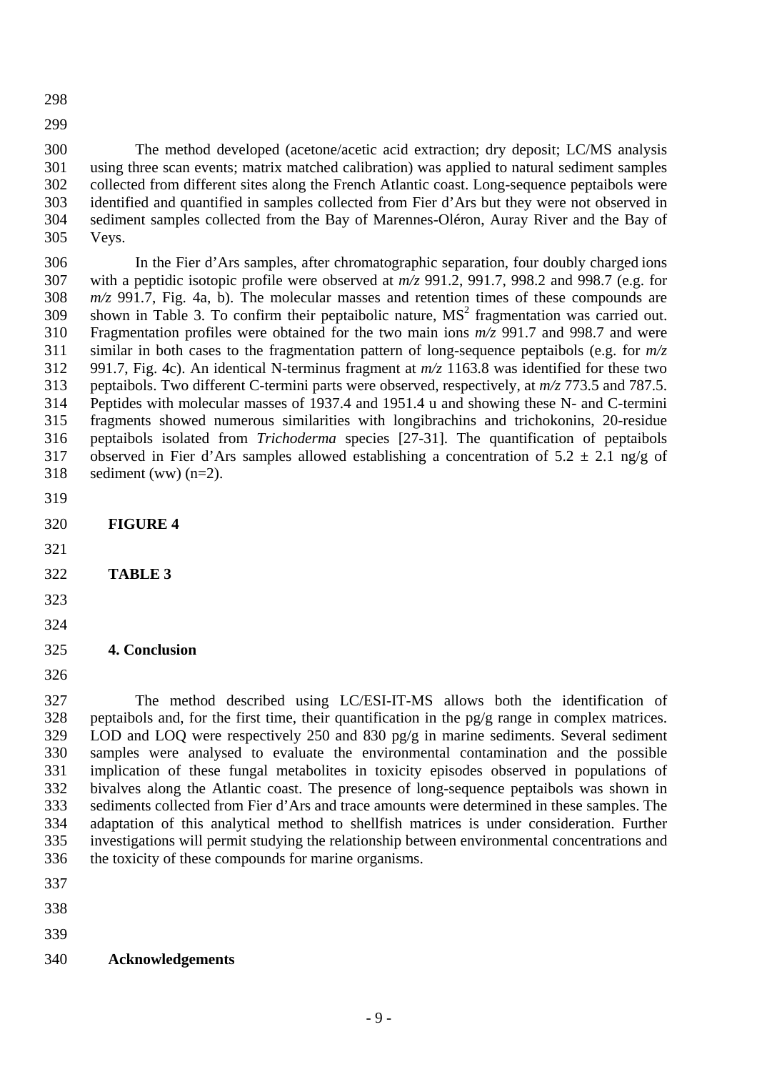The method developed (acetone/acetic acid extraction; dry deposit; LC/MS analysis using three scan events; matrix matched calibration) was applied to natural sediment samples collected from different sites along the French Atlantic coast. Long-sequence peptaibols were identified and quantified in samples collected from Fier d'Ars but they were not observed in sediment samples collected from the Bay of Marennes-Oléron, Auray River and the Bay of Veys.

In the Fier d'Ars samples, after chromatographic separation, four doubly charged ions with a peptidic isotopic profile were observed at *m/z* 991.2, 991.7, 998.2 and 998.7 (e.g. for *m/z* 991.7, Fig. 4a, b). The molecular masses and retention times of these compounds are shown in Table 3. To confirm their peptaibolic nature, $MS^2$ fragmentation was carried out. Fragmentation profiles were obtained for the two main ions *m/z* 991.7 and 998.7 and were similar in both cases to the fragmentation pattern of long-sequence peptaibols (e.g. for *m/z* 991.7, Fig. 4c). An identical N-terminus fragment at *m/z* 1163.8 was identified for these two peptaibols. Two different C-termini parts were observed, respectively, at *m/z* 773.5 and 787.5. Peptides with molecular masses of 1937.4 and 1951.4 u and showing these N- and C-termini fragments showed numerous similarities with longibrachins and trichokonins, 20-residue peptaibols isolated from *Trichoderma* species [27-31]. The quantification of peptaibols observed in Fier d'Ars samples allowed establishing a concentration of $5.2 \pm 2.1$ ng/g of sediment (ww) (n=2).

**FIGURE 4**

**TABLE 3**

## 4. Conclusion

The method described using LC/ESI-IT-MS allows both the identification of peptaibols and, for the first time, their quantification in the pg/g range in complex matrices. LOD and LOQ were respectively 250 and 830 pg/g in marine sediments. Several sediment samples were analysed to evaluate the environmental contamination and the possible implication of these fungal metabolites in toxicity episodes observed in populations of bivalves along the Atlantic coast. The presence of long-sequence peptaibols was shown in sediments collected from Fier d'Ars and trace amounts were determined in these samples. The adaptation of this analytical method to shellfish matrices is under consideration. Further investigations will permit studying the relationship between environmental concentrations and the toxicity of these compounds for marine organisms.

## Acknowledgements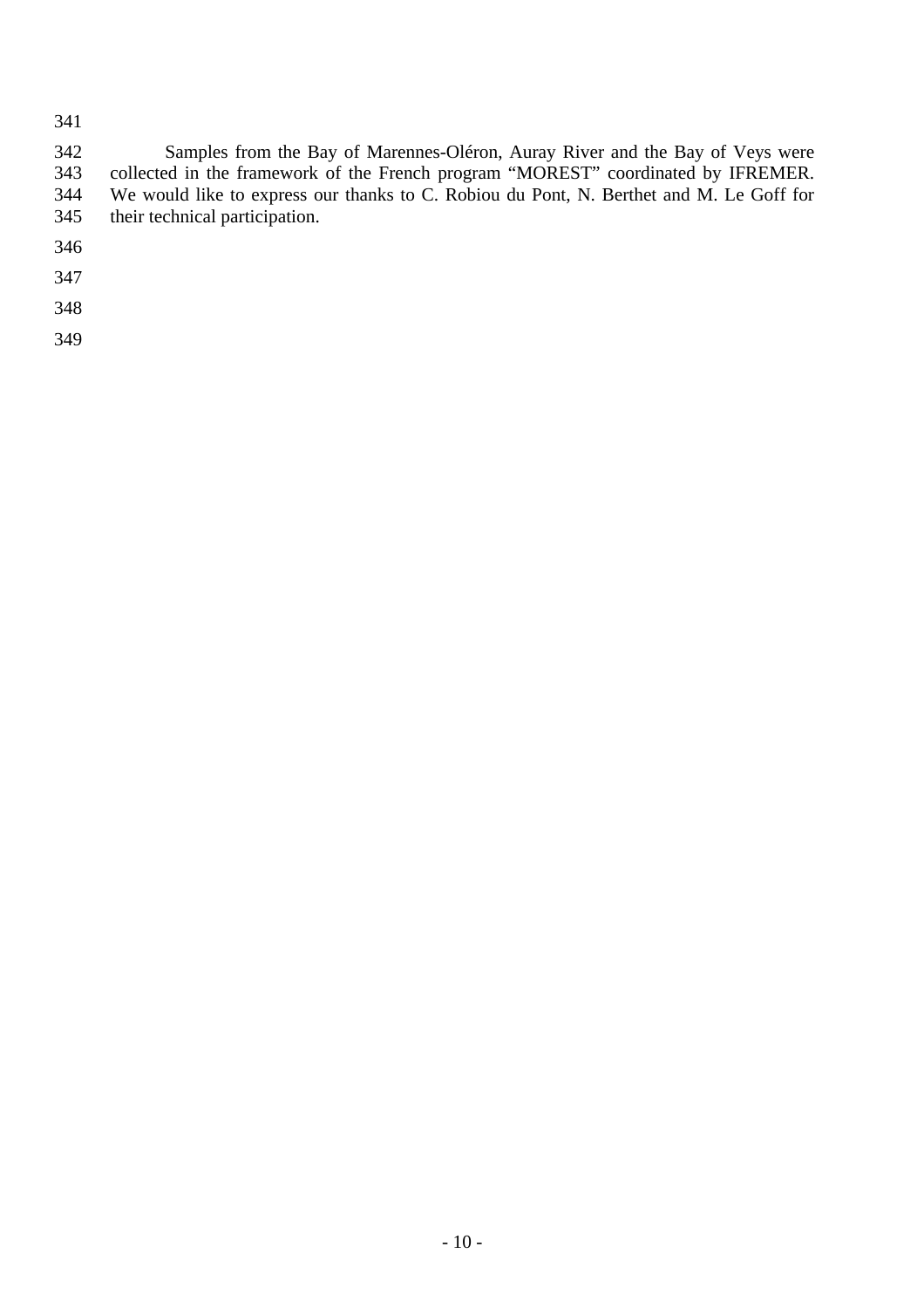Samples from the Bay of Marennes-Oléron, Auray River and the Bay of Veys were collected in the framework of the French program "MOREST" coordinated by IFREMER. We would like to express our thanks to C. Robiou du Pont, N. Berthet and M. Le Goff for their technical participation.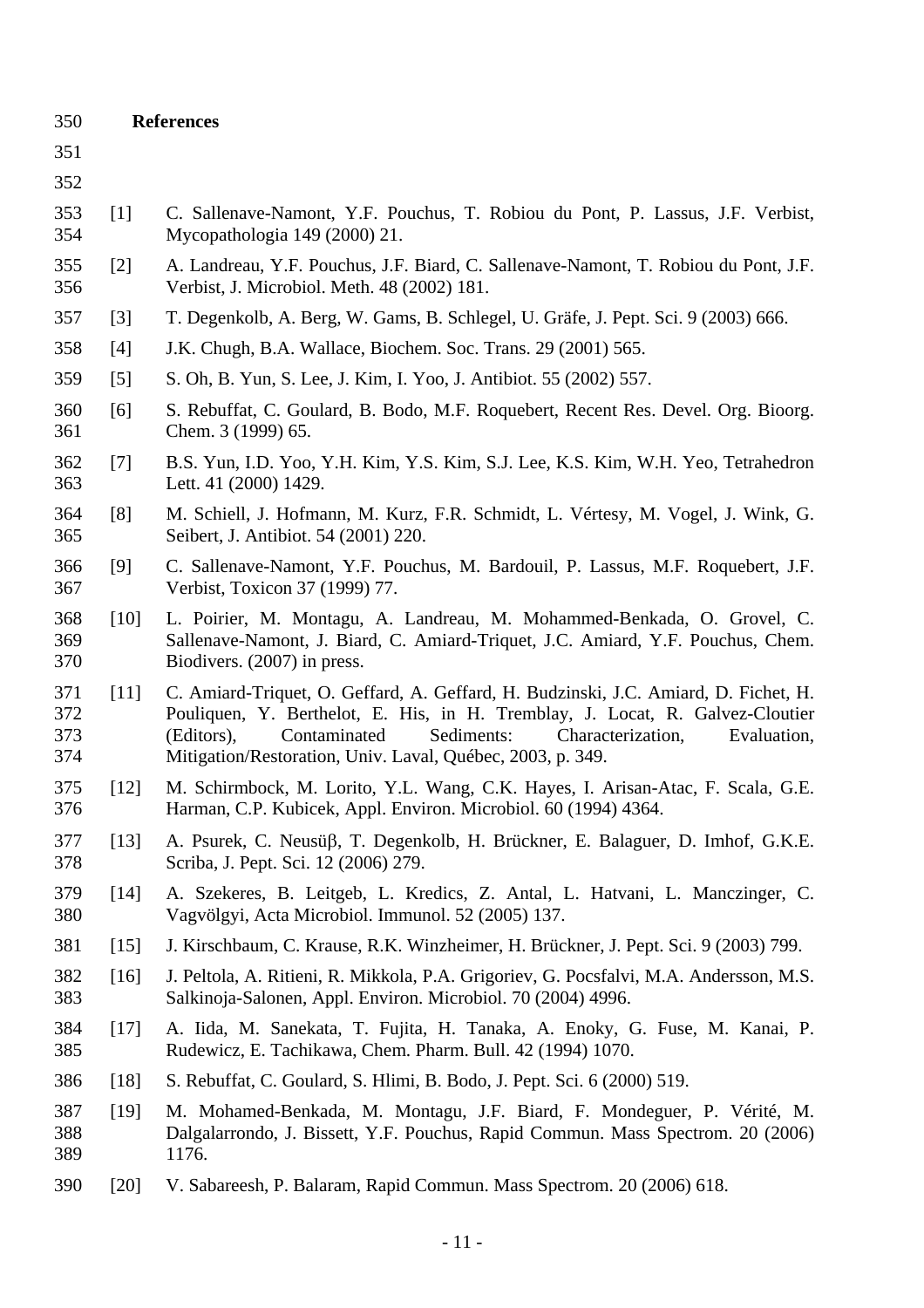## References

[1] C. Sallenave-Namont, Y.F. Pouchus, T. Robiou du Pont, P. Lassus, J.F. Verbist, Mycopathologia 149 (2000) 21.

[2] A. Landreau, Y.F. Pouchus, J.F. Biard, C. Sallenave-Namont, T. Robiou du Pont, J.F. Verbist, J. Microbiol. Meth. 48 (2002) 181.

[3] T. Degenkolb, A. Berg, W. Gams, B. Schlegel, U. Gräfe, J. Pept. Sci. 9 (2003) 666.

[4] J.K. Chugh, B.A. Wallace, Biochem. Soc. Trans. 29 (2001) 565.

[5] S. Oh, B. Yun, S. Lee, J. Kim, I. Yoo, J. Antibiot. 55 (2002) 557.

[6] S. Rebuffat, C. Goulard, B. Bodo, M.F. Roquebert, Recent Res. Devel. Org. Bioorg. Chem. 3 (1999) 65.

[7] B.S. Yun, I.D. Yoo, Y.H. Kim, Y.S. Kim, S.J. Lee, K.S. Kim, W.H. Yeo, Tetrahedron Lett. 41 (2000) 1429.

[8] M. Schiell, J. Hofmann, M. Kurz, F.R. Schmidt, L. Vértesy, M. Vogel, J. Wink, G. Seibert, J. Antibiot. 54 (2001) 220.

[9] C. Sallenave-Namont, Y.F. Pouchus, M. Bardouil, P. Lassus, M.F. Roquebert, J.F. Verbist, Toxicon 37 (1999) 77.

[10] L. Poirier, M. Montagu, A. Landreau, M. Mohammed-Benkada, O. Grovel, C. Sallenave-Namont, J. Biard, C. Amiard-Triquet, J.C. Amiard, Y.F. Pouchus, Chem. Biodivers. (2007) in press.

[11] C. Amiard-Triquet, O. Geffard, A. Geffard, H. Budzinski, J.C. Amiard, D. Fichet, H. Pouliquen, Y. Berthelot, E. His, in H. Tremblay, J. Locat, R. Galvez-Cloutier (Editors), Contaminated Sediments: Characterization, Evaluation, Mitigation/Restoration, Univ. Laval, Québec, 2003, p. 349.

[12] M. Schirmbock, M. Lorito, Y.L. Wang, C.K. Hayes, I. Arisan-Atac, F. Scala, G.E. Harman, C.P. Kubicek, Appl. Environ. Microbiol. 60 (1994) 4364.

[13] A. Psurek, C. Neusüβ, T. Degenkolb, H. Brückner, E. Balaguer, D. Imhof, G.K.E. Scriba, J. Pept. Sci. 12 (2006) 279.

[14] A. Szekeres, B. Leitgeb, L. Kredics, Z. Antal, L. Hatvani, L. Manczinger, C. Vagvölgyi, Acta Microbiol. Immunol. 52 (2005) 137.

[15] J. Kirschbaum, C. Krause, R.K. Winzheimer, H. Brückner, J. Pept. Sci. 9 (2003) 799.

[16] J. Peltola, A. Ritieni, R. Mikkola, P.A. Grigoriev, G. Pocsfalvi, M.A. Andersson, M.S. Salkinoja-Salonen, Appl. Environ. Microbiol. 70 (2004) 4996.

[17] A. Iida, M. Sanekata, T. Fujita, H. Tanaka, A. Enoky, G. Fuse, M. Kanai, P. Rudewicz, E. Tachikawa, Chem. Pharm. Bull. 42 (1994) 1070.

[18] S. Rebuffat, C. Goulard, S. Hlimi, B. Bodo, J. Pept. Sci. 6 (2000) 519.

[19] M. Mohamed-Benkada, M. Montagu, J.F. Biard, F. Mondeguer, P. Vérité, M. Dalgalarrondo, J. Bissett, Y.F. Pouchus, Rapid Commun. Mass Spectrom. 20 (2006) 1176.

[20] V. Sabareesh, P. Balaram, Rapid Commun. Mass Spectrom. 20 (2006) 618.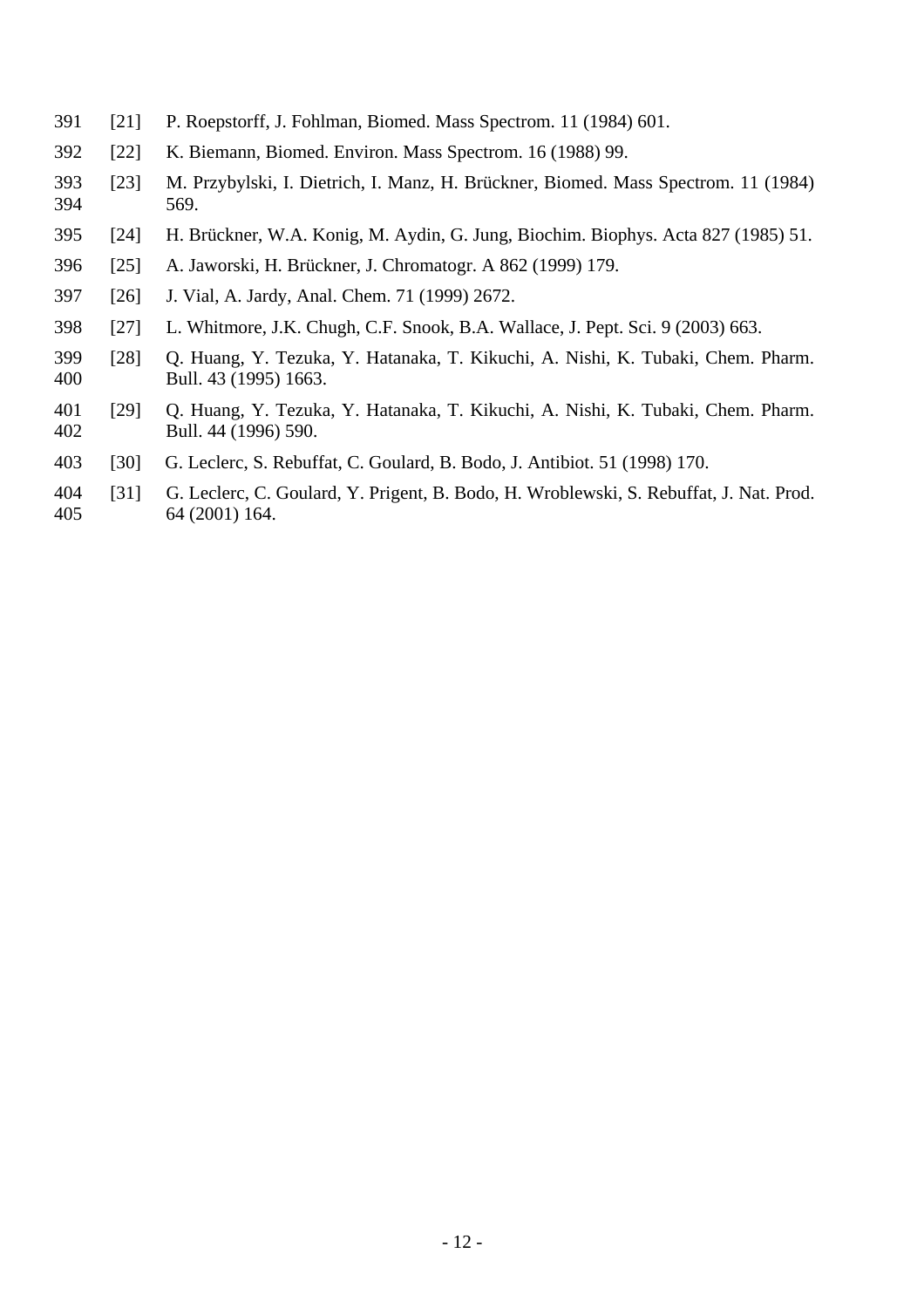[21] P. Roepstorff, J. Fohlman, Biomed. Mass Spectrom. 11 (1984) 601.

[22] K. Biemann, Biomed. Environ. Mass Spectrom. 16 (1988) 99.

[23] M. Przybylski, I. Dietrich, I. Manz, H. Brückner, Biomed. Mass Spectrom. 11 (1984) 569.

[24] H. Brückner, W.A. Konig, M. Aydin, G. Jung, Biochim. Biophys. Acta 827 (1985) 51.

[25] A. Jaworski, H. Brückner, J. Chromatogr. A 862 (1999) 179.

[26] J. Vial, A. Jardy, Anal. Chem. 71 (1999) 2672.

[27] L. Whitmore, J.K. Chugh, C.F. Snook, B.A. Wallace, J. Pept. Sci. 9 (2003) 663.

[28] Q. Huang, Y. Tezuka, Y. Hatanaka, T. Kikuchi, A. Nishi, K. Tubaki, Chem. Pharm. Bull. 43 (1995) 1663.

[29] Q. Huang, Y. Tezuka, Y. Hatanaka, T. Kikuchi, A. Nishi, K. Tubaki, Chem. Pharm. Bull. 44 (1996) 590.

[30] G. Leclerc, S. Rebuffat, C. Goulard, B. Bodo, J. Antibiot. 51 (1998) 170.

[31] G. Leclerc, C. Goulard, Y. Prigent, B. Bodo, H. Wroblewski, S. Rebuffat, J. Nat. Prod. 64 (2001) 164.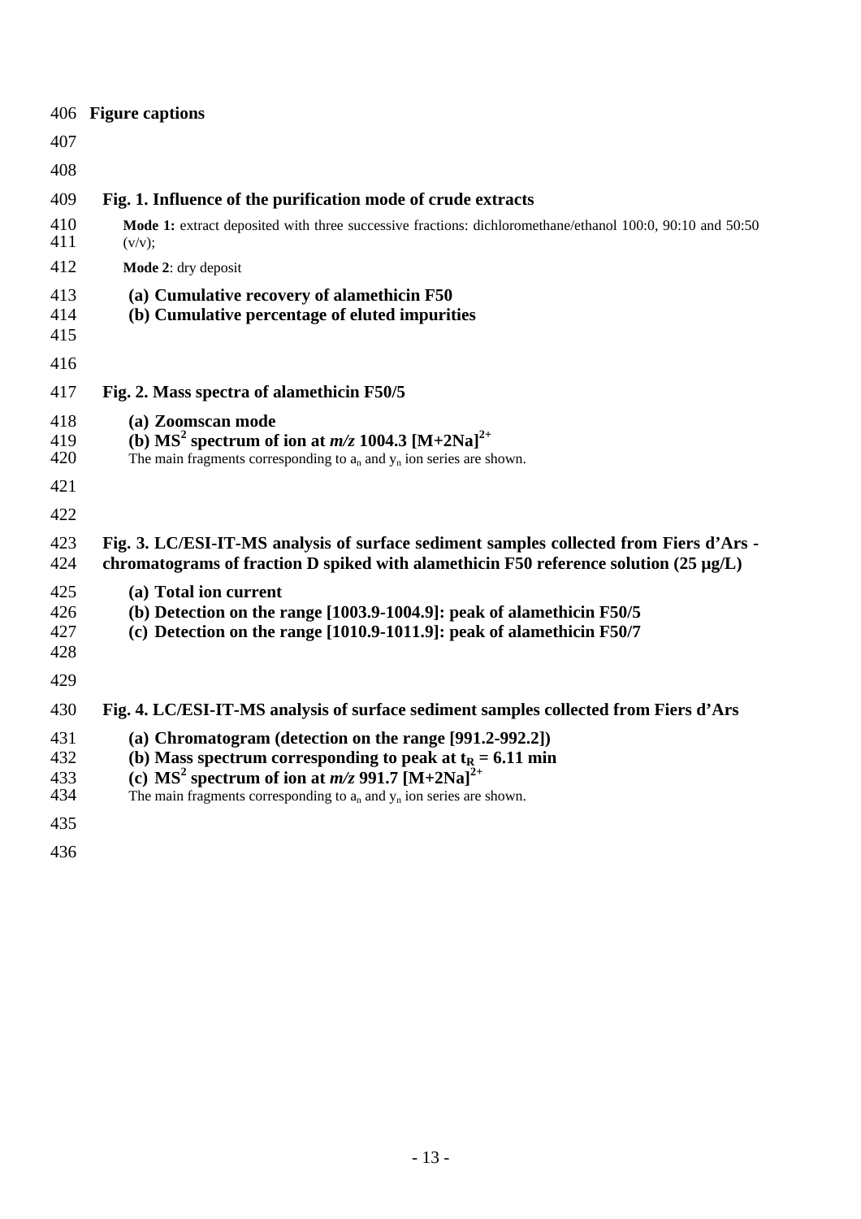## Figure captions

**Fig. 1. Influence of the purification mode of crude extracts**

**Mode 1:** extract deposited with three successive fractions: dichloromethane/ethanol 100:0, 90:10 and 50:50 (v/v);

**Mode 2**: dry deposit

**(a) Cumulative recovery of alamethicin F50**
**(b) Cumulative percentage of eluted impurities**

**Fig. 2. Mass spectra of alamethicin F50/5**

**(a) Zoomscan mode**
**(b) MS$^2$ spectrum of ion at *m/z* 1004.3 $[M+2Na]^{2+}$**
The main fragments corresponding to $a_n$ and $y_n$ ion series are shown.

**Fig. 3. LC/ESI-IT-MS analysis of surface sediment samples collected from Fiers d'Ars - chromatograms of fraction D spiked with alamethicin F50 reference solution (25 µg/L)**

**(a) Total ion current**
**(b) Detection on the range [1003.9-1004.9]: peak of alamethicin F50/5**
**(c) Detection on the range [1010.9-1011.9]: peak of alamethicin F50/7**

**Fig. 4. LC/ESI-IT-MS analysis of surface sediment samples collected from Fiers d'Ars**

**(a) Chromatogram (detection on the range [991.2-992.2])**
**(b) Mass spectrum corresponding to peak at $t_R$ = 6.11 min**
**(c) MS$^2$ spectrum of ion at *m/z* 991.7 $[M+2Na]^{2+}$**
The main fragments corresponding to $a_n$ and $y_n$ ion series are shown.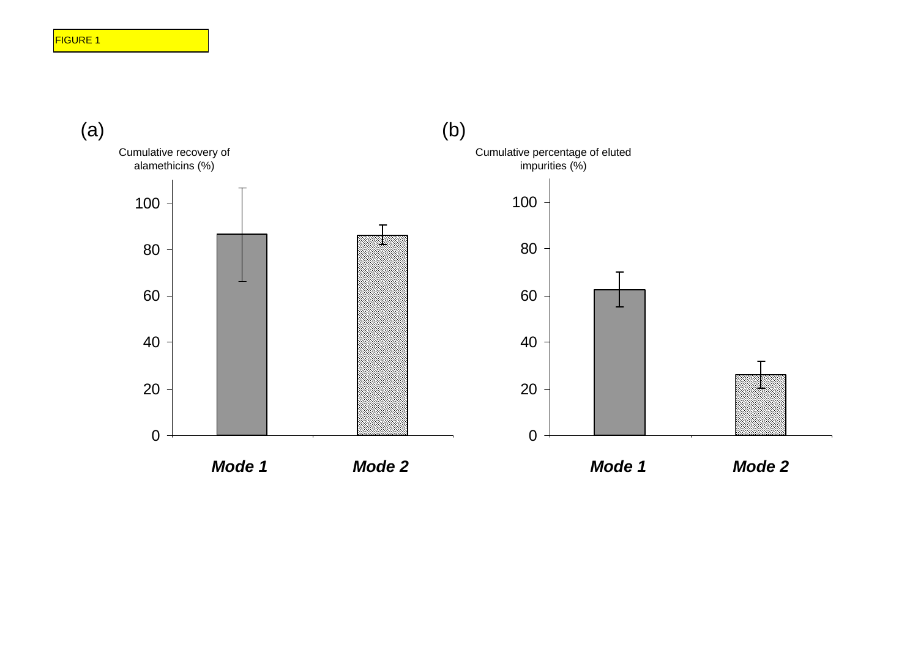FIGURE 1

(a)

Cumulative recovery of alamethicins (%)

(b)

Cumulative percentage of eluted impurities (%)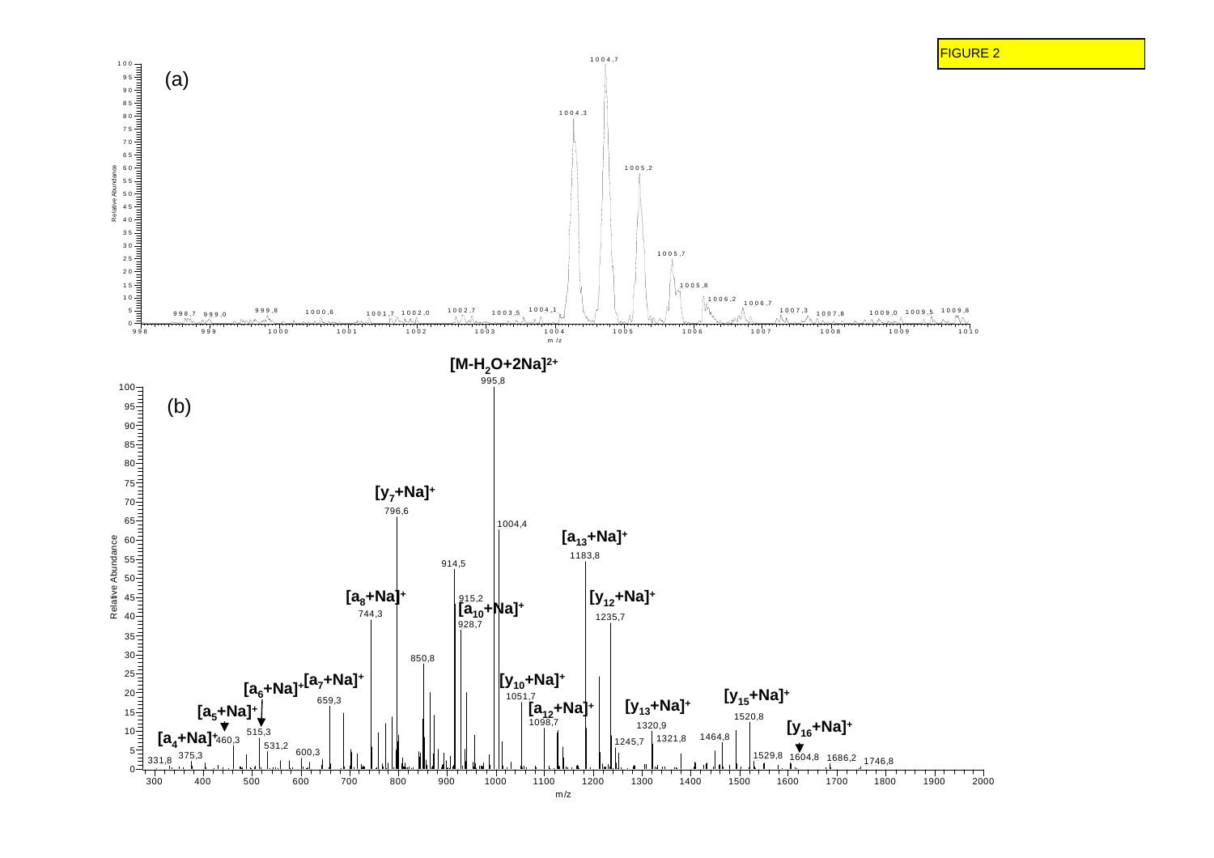FIGURE 2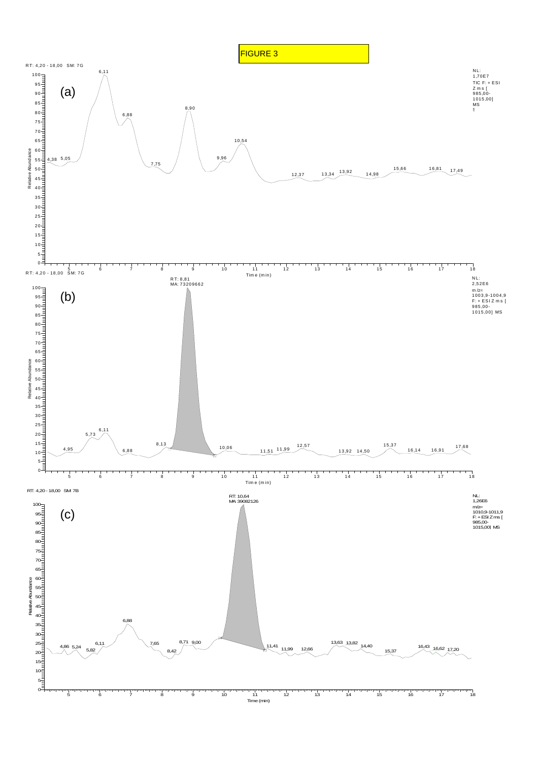FIGURE 3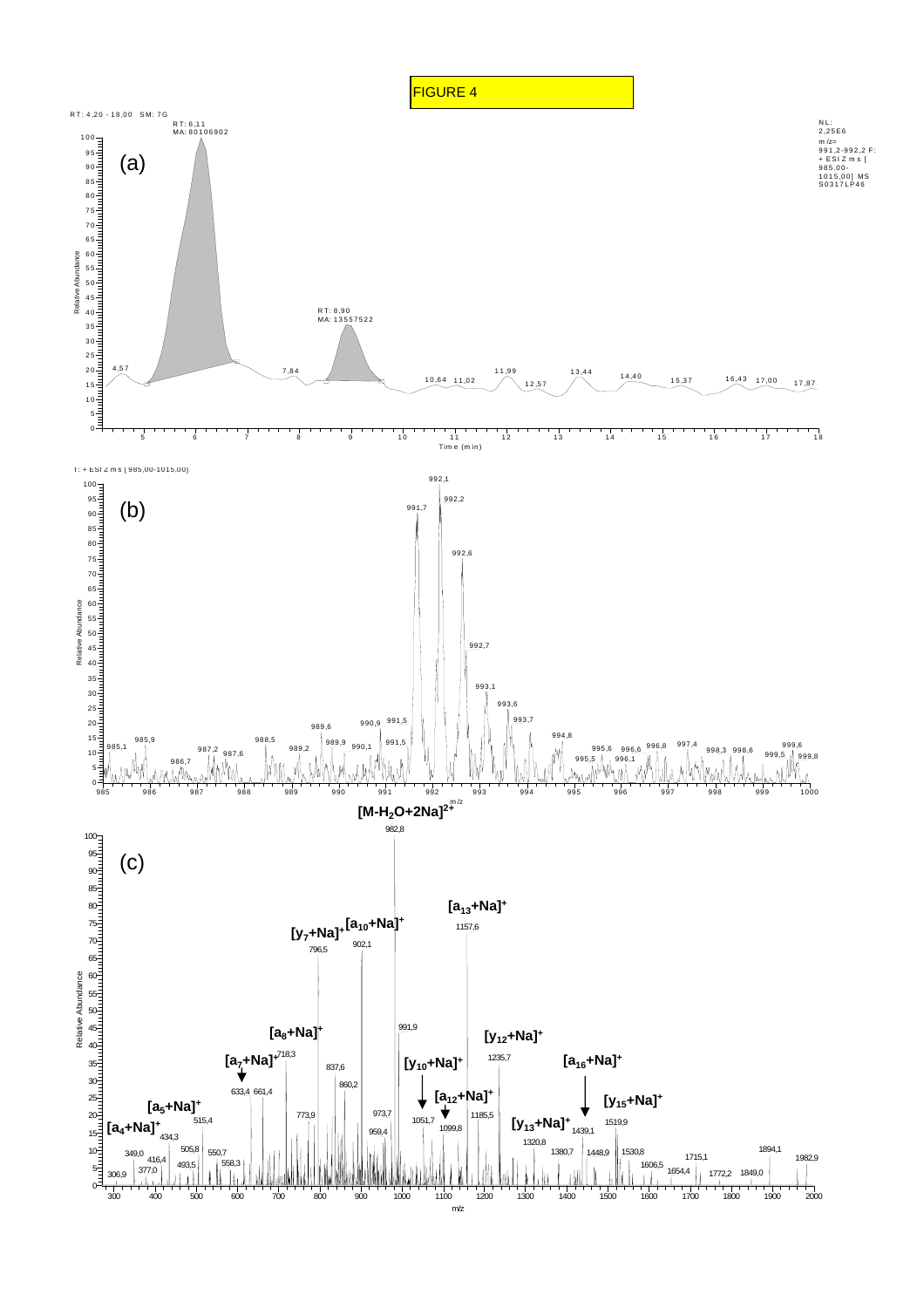FIGURE 4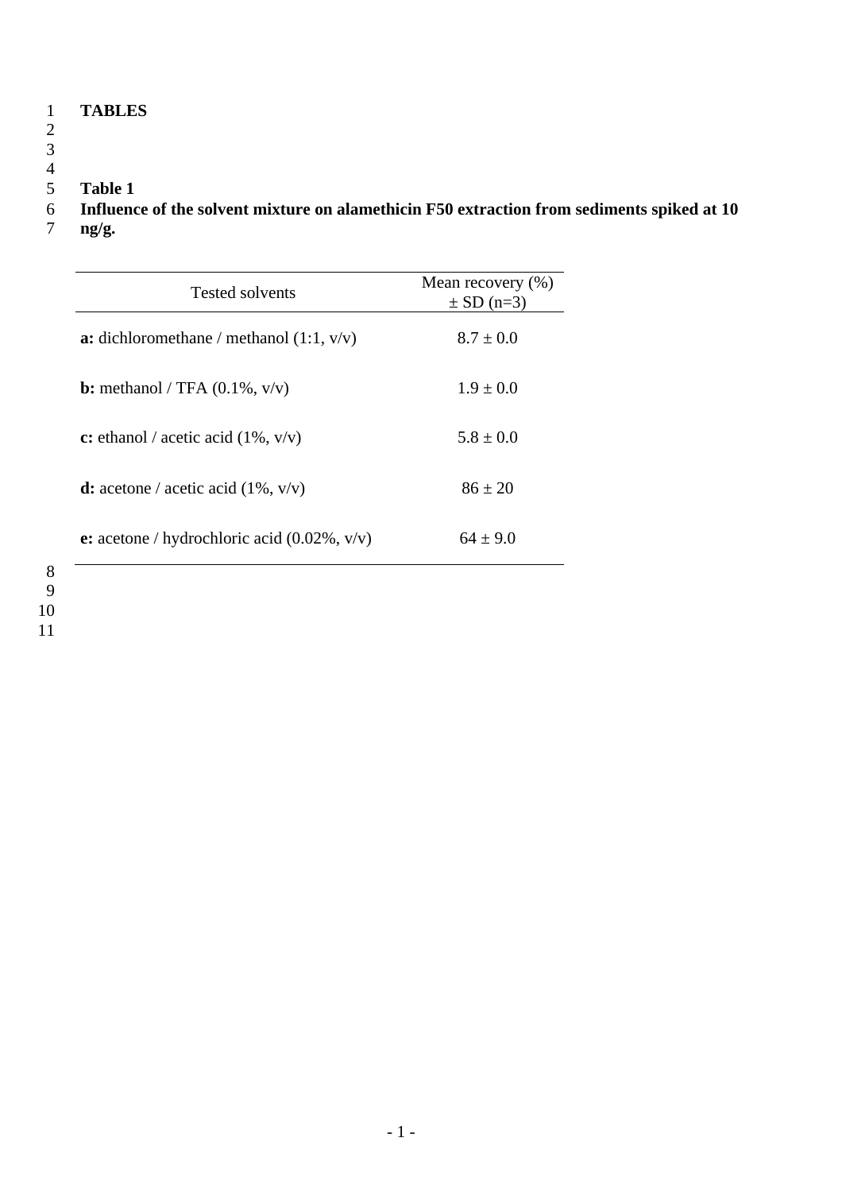# TABLES

**Table 1**
**Influence of the solvent mixture on alamethicin F50 extraction from sediments spiked at 10 ng/g.**

| Tested solvents | Mean recovery (%) ± SD (n=3) |
|---|---|
| **a:** dichloromethane / methanol (1:1, v/v) | 8.7 ± 0.0 |
| **b:** methanol / TFA (0.1%, v/v) | 1.9 ± 0.0 |
| **c:** ethanol / acetic acid (1%, v/v) | 5.8 ± 0.0 |
| **d:** acetone / acetic acid (1%, v/v) | 86 ± 20 |
| **e:** acetone / hydrochloric acid (0.02%, v/v) | 64 ± 9.0 |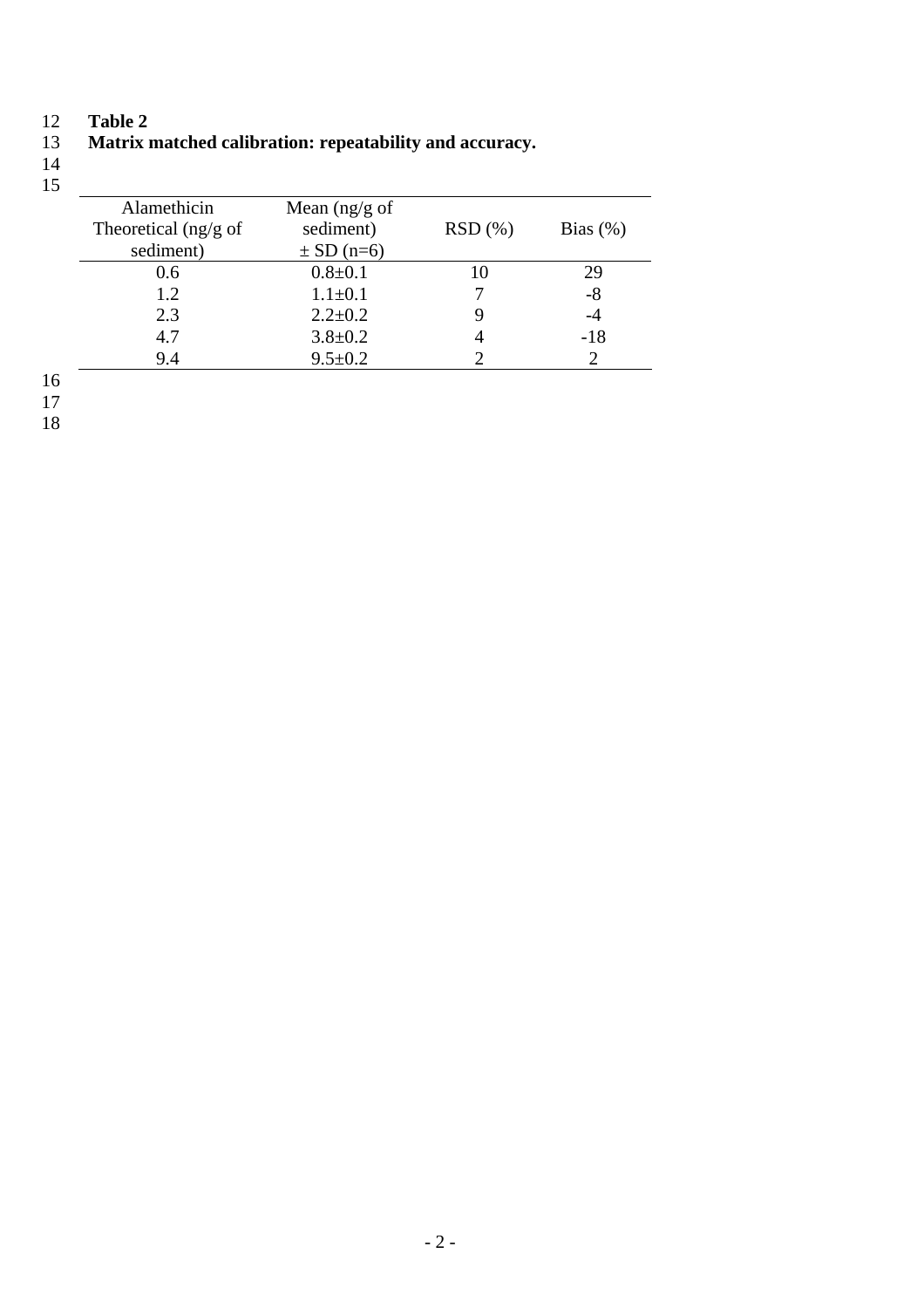**Table 2**

**Matrix matched calibration: repeatability and accuracy.**

| Alamethicin Theoretical (ng/g of sediment) | Mean (ng/g of sediment) ± SD (n=6) | RSD (%) | Bias (%) |
|---|---|---|---|
| 0.6 | 0.8±0.1 | 10 | 29 |
| 1.2 | 1.1±0.1 | 7 | -8 |
| 2.3 | 2.2±0.2 | 9 | -4 |
| 4.7 | 3.8±0.2 | 4 | -18 |
| 9.4 | 9.5±0.2 | 2 | 2 |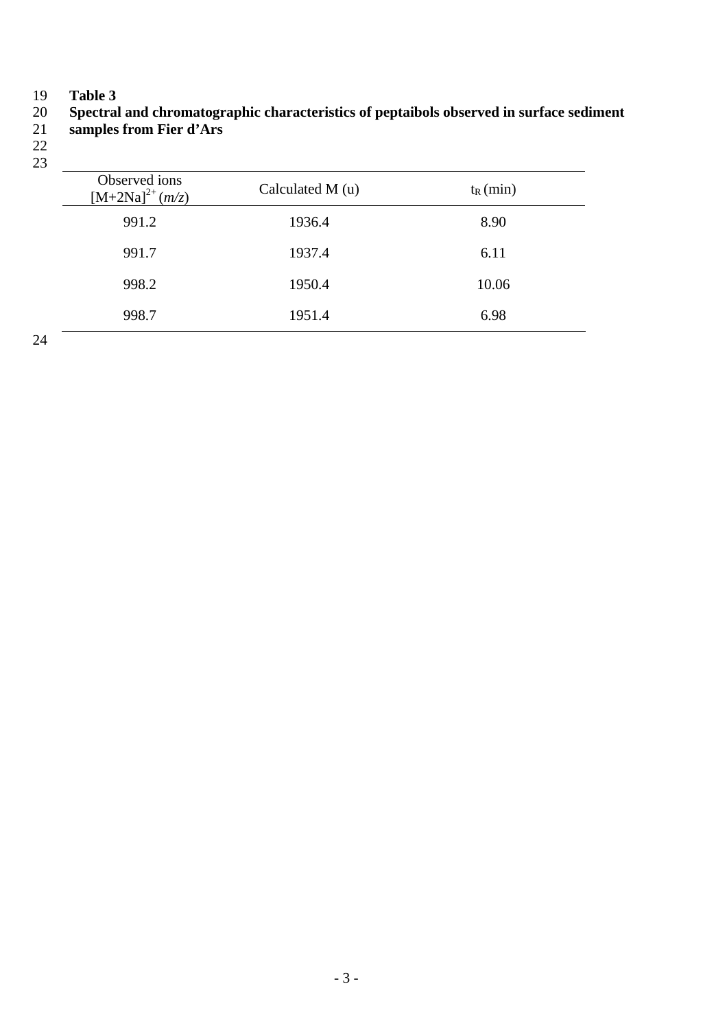**Table 3**

**Spectral and chromatographic characteristics of peptaibols observed in surface sediment samples from Fier d'Ars**

| Observed ions $[M+2Na]^{2+}$ (*m/z*) | Calculated M (u) | $t_R$ (min) |
|---|---|---|
| 991.2 | 1936.4 | 8.90 |
| 991.7 | 1937.4 | 6.11 |
| 998.2 | 1950.4 | 10.06 |
| 998.7 | 1951.4 | 6.98 |